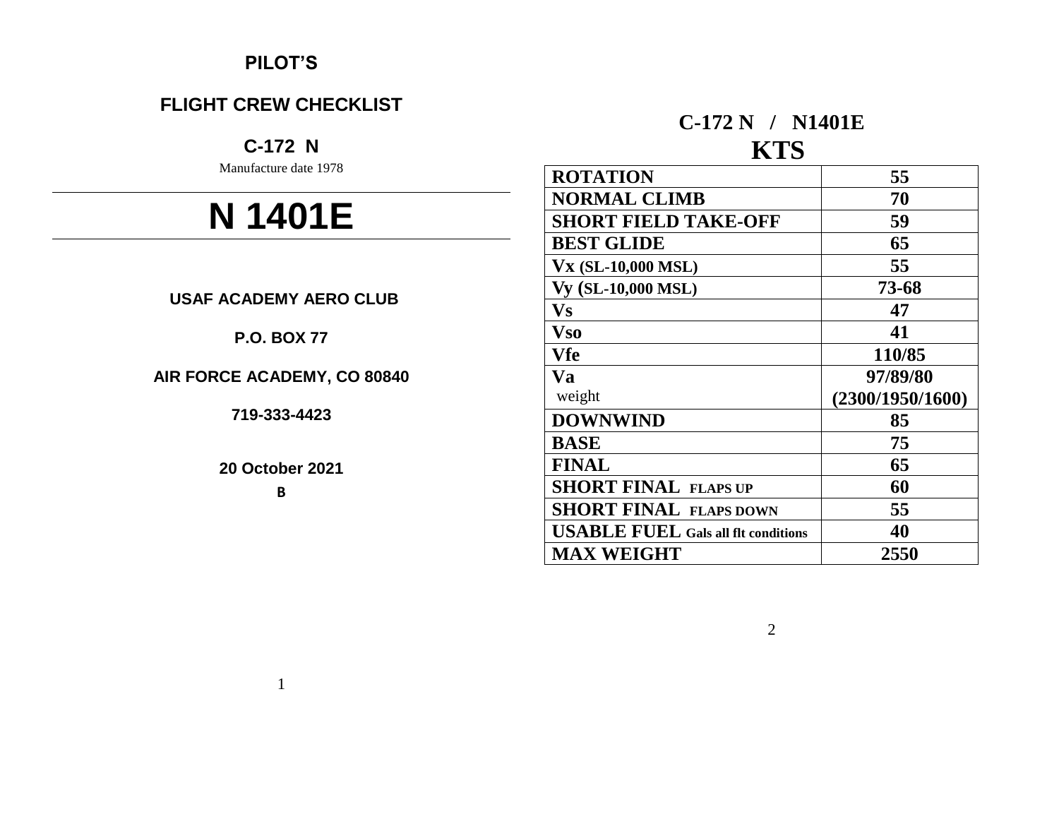**PILOT'S**

## FLIGHT CREW CHECKLIST

**C-172 N**

Manufacture date 1978

# N 1401E

**USAF ACADEMY AERO CLUB**

**P.O. BOX 77**

**AIR FORCE ACADEMY, CO 80840**

**719-333-4423**

**20 October 2021**

**B**

## C-172 N / N1401E

## KTS

| | |
|---|---|
| **ROTATION** | **55** |
| **NORMAL CLIMB** | **70** |
| **SHORT FIELD TAKE-OFF** | **59** |
| **BEST GLIDE** | **65** |
| **Vx (SL-10,000 MSL)** | **55** |
| **Vy (SL-10,000 MSL)** | **73-68** |
| **Vs** | **47** |
| **Vso** | **41** |
| **Vfe** | **110/85** |
| **Va** weight | **97/89/80 (2300/1950/1600)** |
| **DOWNWIND** | **85** |
| **BASE** | **75** |
| **FINAL** | **65** |
| **SHORT FINAL FLAPS UP** | **60** |
| **SHORT FINAL FLAPS DOWN** | **55** |
| **USABLE FUEL Gals all flt conditions** | **40** |
| **MAX WEIGHT** | **2550** |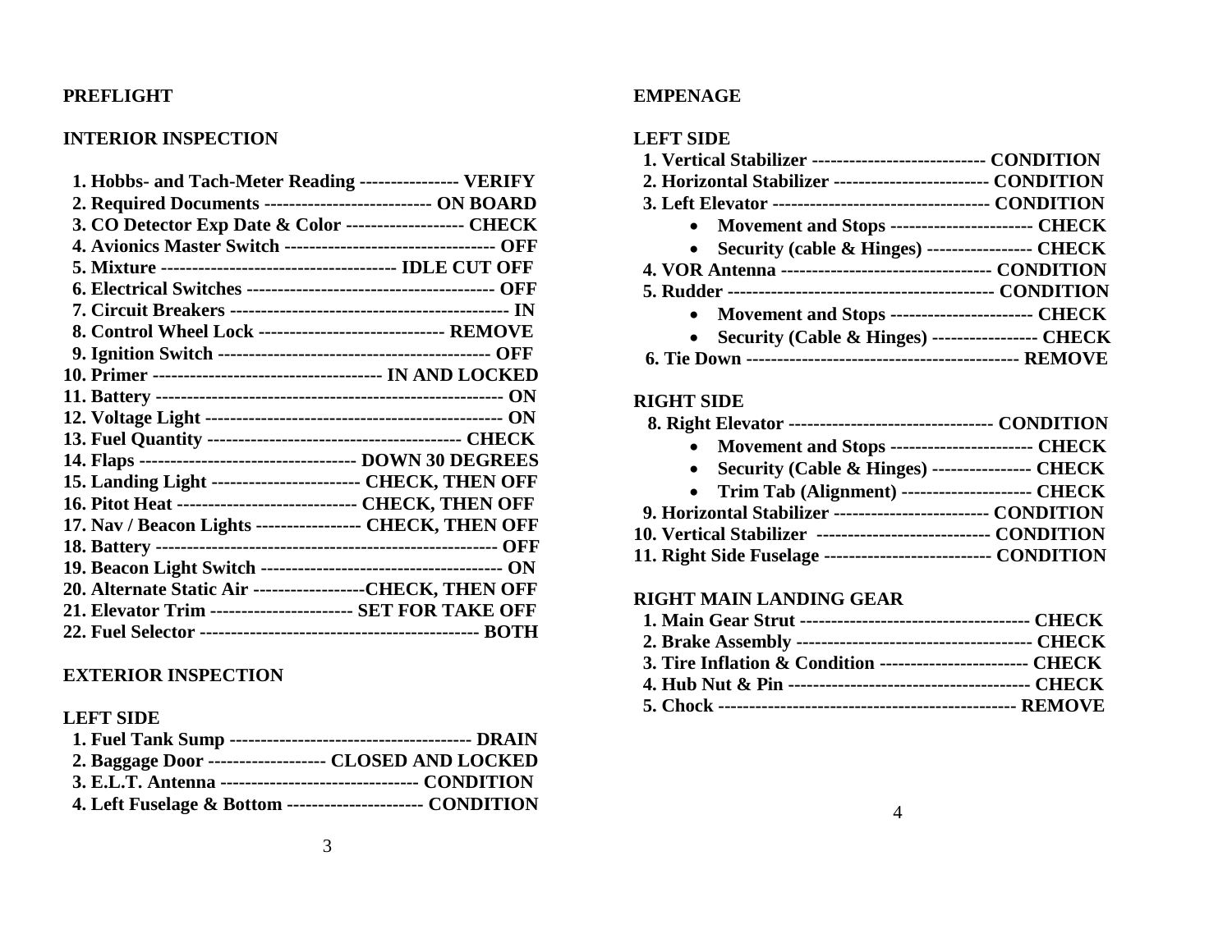## PREFLIGHT

### INTERIOR INSPECTION

1. Hobbs- and Tach-Meter Reading ---------------- VERIFY
2. Required Documents --------------------------- ON BOARD
3. CO Detector Exp Date & Color ------------------- CHECK
4. Avionics Master Switch --------------------------------- OFF
5. Mixture ------------------------------------- IDLE CUT OFF
6. Electrical Switches --------------------------------------- OFF
7. Circuit Breakers -------------------------------------------- IN
8. Control Wheel Lock ------------------------------ REMOVE
9. Ignition Switch ------------------------------------------- OFF
10. Primer ------------------------------------ IN AND LOCKED
11. Battery ------------------------------------------------------ ON
12. Voltage Light ----------------------------------------------- ON
13. Fuel Quantity ---------------------------------------- CHECK
14. Flaps ---------------------------------- DOWN 30 DEGREES
15. Landing Light ------------------------ CHECK, THEN OFF
16. Pitot Heat ---------------------------- CHECK, THEN OFF
17. Nav / Beacon Lights ----------------- CHECK, THEN OFF
18. Battery ---------------------------------------------------- OFF
19. Beacon Light Switch ------------------------------------- ON
20. Alternate Static Air ------------------CHECK, THEN OFF
21. Elevator Trim ---------------------- SET FOR TAKE OFF
22. Fuel Selector ------------------------------------------ BOTH

### EXTERIOR INSPECTION

#### LEFT SIDE

1. Fuel Tank Sump -------------------------------------- DRAIN
2. Baggage Door ------------------- CLOSED AND LOCKED
3. E.L.T. Antenna ------------------------------- CONDITION
4. Left Fuselage & Bottom --------------------- CONDITION

### EMPENAGE

#### LEFT SIDE

1. Vertical Stabilizer --------------------------- CONDITION
2. Horizontal Stabilizer ------------------------ CONDITION
3. Left Elevator ---------------------------------- CONDITION
    - Movement and Stops ----------------------- CHECK
    - Security (cable & Hinges) ----------------- CHECK
4. VOR Antenna --------------------------------- CONDITION
5. Rudder ------------------------------------------ CONDITION
    - Movement and Stops ----------------------- CHECK
    - Security (Cable & Hinges) ----------------- CHECK
6. Tie Down ------------------------------------------- REMOVE

#### RIGHT SIDE

8. Right Elevator --------------------------------- CONDITION
    - Movement and Stops ----------------------- CHECK
    - Security (Cable & Hinges) ---------------- CHECK
    - Trim Tab (Alignment) --------------------- CHECK
9. Horizontal Stabilizer ------------------------ CONDITION
10. Vertical Stabilizer --------------------------- CONDITION
11. Right Side Fuselage -------------------------- CONDITION

#### RIGHT MAIN LANDING GEAR

1. Main Gear Strut ------------------------------------ CHECK
2. Brake Assembly ------------------------------------ CHECK
3. Tire Inflation & Condition ------------------------ CHECK
4. Hub Nut & Pin -------------------------------------- CHECK
5. Chock ---------------------------------------------- REMOVE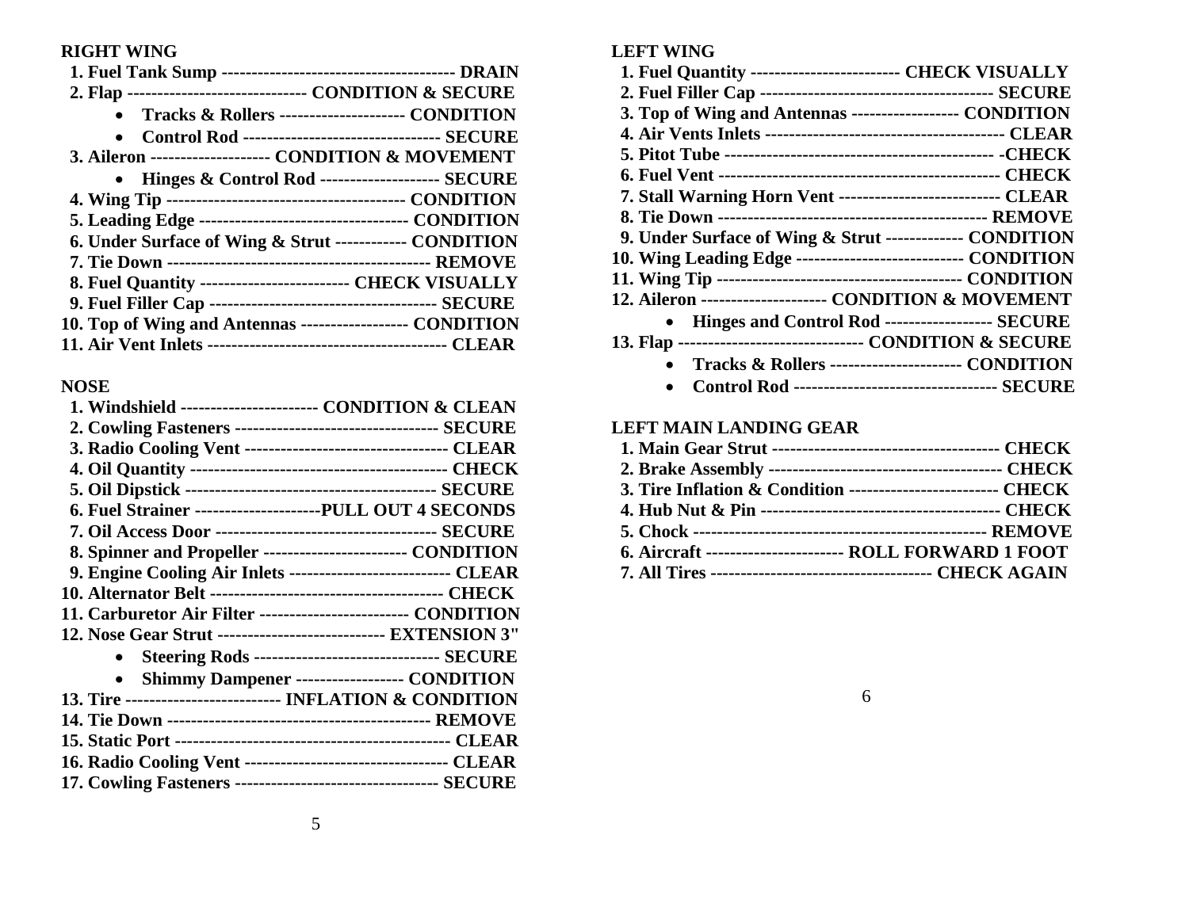**RIGHT WING**

1. **Fuel Tank Sump --------------------------------------- DRAIN**
2. **Flap ------------------------------ CONDITION & SECURE**
   - **Tracks & Rollers --------------------- CONDITION**
   - **Control Rod --------------------------------- SECURE**
3. **Aileron -------------------- CONDITION & MOVEMENT**
   - **Hinges & Control Rod -------------------- SECURE**
4. **Wing Tip ---------------------------------------- CONDITION**
5. **Leading Edge ----------------------------------- CONDITION**
6. **Under Surface of Wing & Strut ------------ CONDITION**
7. **Tie Down -------------------------------------------- REMOVE**
8. **Fuel Quantity ------------------------- CHECK VISUALLY**
9. **Fuel Filler Cap ------------------------------------- SECURE**
10. **Top of Wing and Antennas ------------------ CONDITION**
11. **Air Vent Inlets --------------------------------------- CLEAR**

**NOSE**

1. **Windshield ----------------------- CONDITION & CLEAN**
2. **Cowling Fasteners --------------------------------- SECURE**
3. **Radio Cooling Vent --------------------------------- CLEAR**
4. **Oil Quantity ----------------------------------------- CHECK**
5. **Oil Dipstick ----------------------------------------- SECURE**
6. **Fuel Strainer ---------------------PULL OUT 4 SECONDS**
7. **Oil Access Door ------------------------------------ SECURE**
8. **Spinner and Propeller ------------------------ CONDITION**
9. **Engine Cooling Air Inlets --------------------------- CLEAR**
10. **Alternator Belt -------------------------------------- CHECK**
11. **Carburetor Air Filter ------------------------- CONDITION**
12. **Nose Gear Strut ---------------------------- EXTENSION 3"**
    - **Steering Rods ------------------------------- SECURE**
    - **Shimmy Dampener ------------------ CONDITION**
13. **Tire -------------------------- INFLATION & CONDITION**
14. **Tie Down -------------------------------------------- REMOVE**
15. **Static Port ---------------------------------------------- CLEAR**
16. **Radio Cooling Vent --------------------------------- CLEAR**
17. **Cowling Fasteners --------------------------------- SECURE**

**LEFT WING**

1. **Fuel Quantity ------------------------- CHECK VISUALLY**
2. **Fuel Filler Cap -------------------------------------- SECURE**
3. **Top of Wing and Antennas ------------------ CONDITION**
4. **Air Vents Inlets ---------------------------------------- CLEAR**
5. **Pitot Tube --------------------------------------------- -CHECK**
6. **Fuel Vent ----------------------------------------------- CHECK**
7. **Stall Warning Horn Vent --------------------------- CLEAR**
8. **Tie Down --------------------------------------------- REMOVE**
9. **Under Surface of Wing & Strut ------------- CONDITION**
10. **Wing Leading Edge ---------------------------- CONDITION**
11. **Wing Tip ----------------------------------------- CONDITION**
12. **Aileron --------------------- CONDITION & MOVEMENT**
    - **Hinges and Control Rod ------------------ SECURE**
13. **Flap ------------------------------- CONDITION & SECURE**
    - **Tracks & Rollers ---------------------- CONDITION**
    - **Control Rod ---------------------------------- SECURE**

**LEFT MAIN LANDING GEAR**

1. **Main Gear Strut -------------------------------------- CHECK**
2. **Brake Assembly --------------------------------------- CHECK**
3. **Tire Inflation & Condition ------------------------- CHECK**
4. **Hub Nut & Pin ---------------------------------------- CHECK**
5. **Chock ------------------------------------------------- REMOVE**
6. **Aircraft ----------------------- ROLL FORWARD 1 FOOT**
7. **All Tires ------------------------------------- CHECK AGAIN**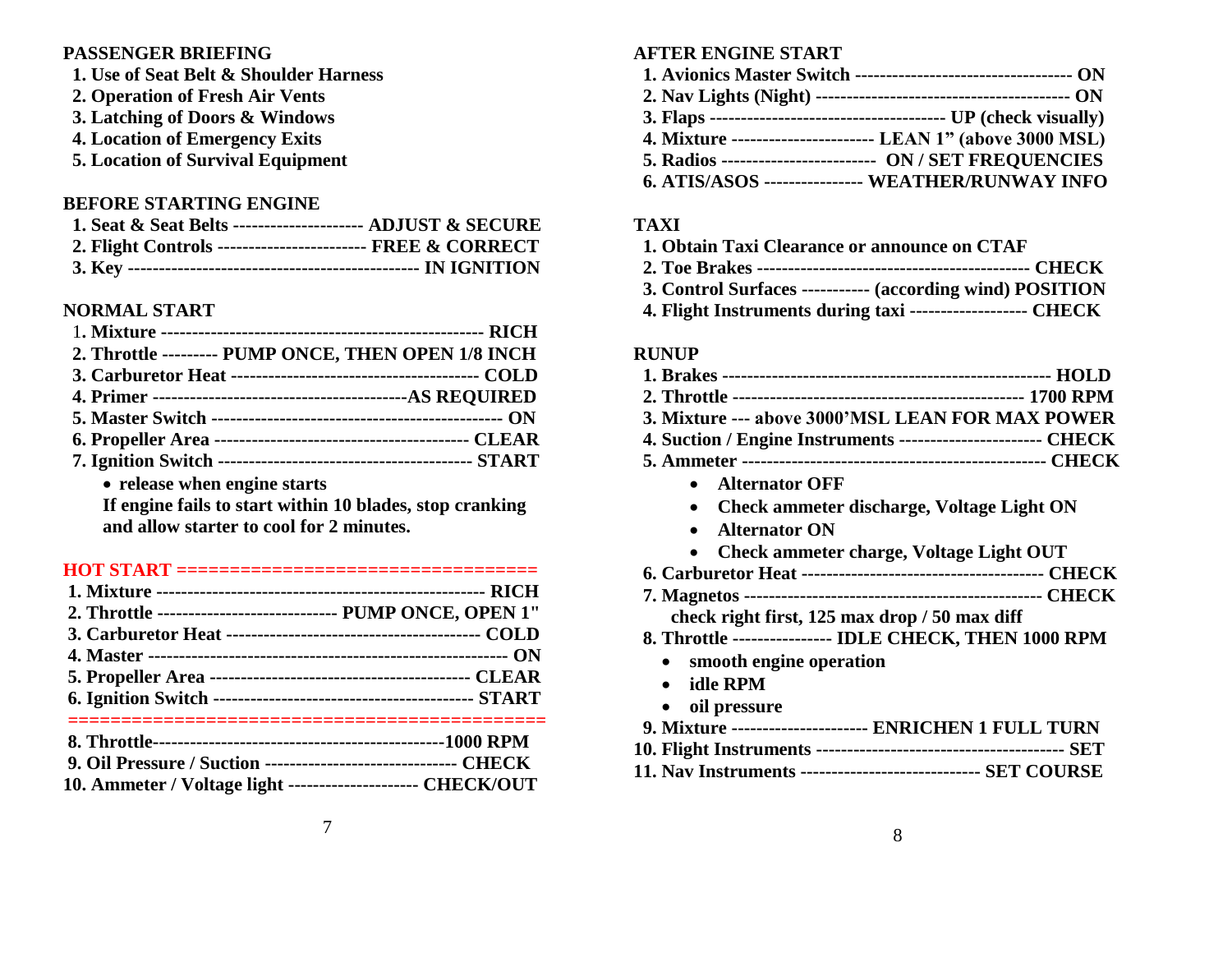**PASSENGER BRIEFING**

1. Use of Seat Belt & Shoulder Harness
2. Operation of Fresh Air Vents
3. Latching of Doors & Windows
4. Location of Emergency Exits
5. Location of Survival Equipment

**BEFORE STARTING ENGINE**

1. Seat & Seat Belts -------------------- ADJUST & SECURE
2. Flight Controls ----------------------- FREE & CORRECT
3. Key --------------------------------------------- IN IGNITION

**NORMAL START**

1. Mixture --------------------------------------------------- RICH
2. Throttle --------- PUMP ONCE, THEN OPEN 1/8 INCH
3. Carburetor Heat --------------------------------------- COLD
4. Primer ----------------------------------------AS REQUIRED
5. Master Switch ---------------------------------------------- ON
6. Propeller Area ---------------------------------------- CLEAR
7. Ignition Switch ---------------------------------------- START
   - release when engine starts

   If engine fails to start within 10 blades, stop cranking and allow starter to cool for 2 minutes.

**HOT START ================================**

1. Mixture ---------------------------------------------------- RICH
2. Throttle ---------------------------- PUMP ONCE, OPEN 1"
3. Carburetor Heat ---------------------------------------- COLD
4. Master --------------------------------------------------------- ON
5. Propeller Area ----------------------------------------- CLEAR
6. Ignition Switch ----------------------------------------- START

==========================================

8. Throttle----------------------------------------------1000 RPM
9. Oil Pressure / Suction ------------------------------- CHECK
10. Ammeter / Voltage light -------------------- CHECK/OUT

**AFTER ENGINE START**

1. Avionics Master Switch ---------------------------------- ON
2. Nav Lights (Night) ---------------------------------------- ON
3. Flaps ------------------------------------- UP (check visually)
4. Mixture ----------------------- LEAN 1" (above 3000 MSL)
5. Radios ------------------------ ON / SET FREQUENCIES
6. ATIS/ASOS --------------- WEATHER/RUNWAY INFO

**TAXI**

1. Obtain Taxi Clearance or announce on CTAF
2. Toe Brakes ------------------------------------------ CHECK
3. Control Surfaces ----------- (according wind) POSITION
4. Flight Instruments during taxi ------------------ CHECK

**RUNUP**

1. Brakes ---------------------------------------------------- HOLD
2. Throttle ----------------------------------------------- 1700 RPM
3. Mixture --- above 3000'MSL LEAN FOR MAX POWER
4. Suction / Engine Instruments ---------------------- CHECK
5. Ammeter ----------------------------------------------- CHECK
   - Alternator OFF
   - Check ammeter discharge, Voltage Light ON
   - Alternator ON
   - Check ammeter charge, Voltage Light OUT
6. Carburetor Heat -------------------------------------- CHECK
7. Magnetos ----------------------------------------------- CHECK

   check right first, 125 max drop / 50 max diff
8. Throttle --------------- IDLE CHECK, THEN 1000 RPM
   - smooth engine operation
   - idle RPM
   - oil pressure
9. Mixture -------------------- ENRICHEN 1 FULL TURN
10. Flight Instruments --------------------------------------- SET
11. Nav Instruments ---------------------------- SET COURSE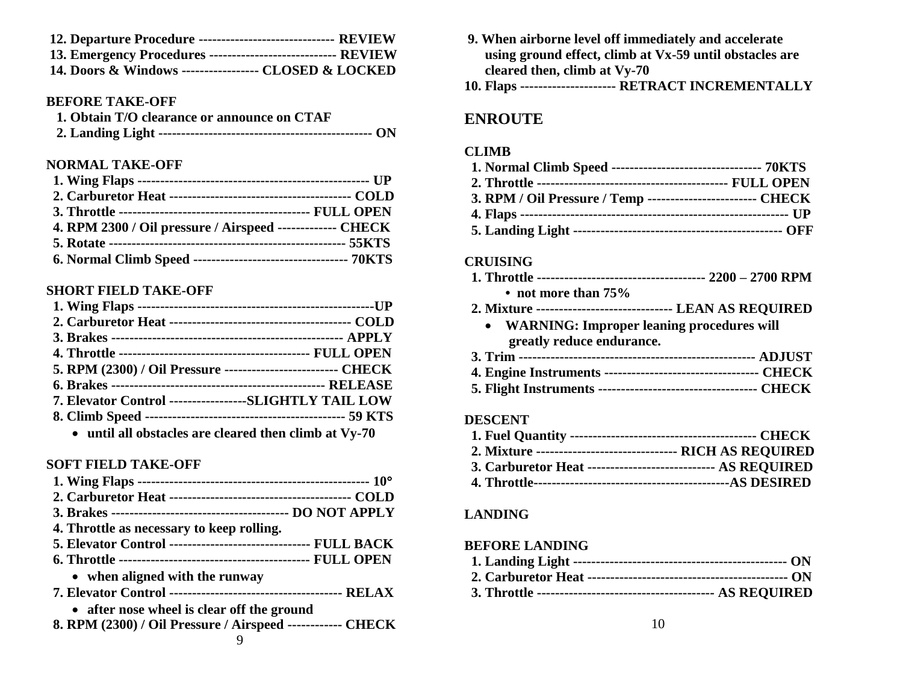12. **Departure Procedure ------------------------------ REVIEW**
13. **Emergency Procedures ---------------------------- REVIEW**
14. **Doors & Windows ----------------- CLOSED & LOCKED**

**BEFORE TAKE-OFF**

1. **Obtain T/O clearance or announce on CTAF**
2. **Landing Light ----------------------------------------------- ON**

**NORMAL TAKE-OFF**

1. **Wing Flaps --------------------------------------------------- UP**
2. **Carburetor Heat ---------------------------------------- COLD**
3. **Throttle ------------------------------------------ FULL OPEN**
4. **RPM 2300 / Oil pressure / Airspeed ------------- CHECK**
5. **Rotate ---------------------------------------------------- 55KTS**
6. **Normal Climb Speed ---------------------------------- 70KTS**

**SHORT FIELD TAKE-OFF**

1. **Wing Flaps ----------------------------------------------------UP**
2. **Carburetor Heat ---------------------------------------- COLD**
3. **Brakes --------------------------------------------------- APPLY**
4. **Throttle ------------------------------------------ FULL OPEN**
5. **RPM (2300) / Oil Pressure ------------------------- CHECK**
6. **Brakes ---------------------------------------------- RELEASE**
7. **Elevator Control -----------------SLIGHTLY TAIL LOW**
8. **Climb Speed ------------------------------------------- 59 KTS**
   - **until all obstacles are cleared then climb at Vy-70**

**SOFT FIELD TAKE-OFF**

1. **Wing Flaps --------------------------------------------------- 10°**
2. **Carburetor Heat ---------------------------------------- COLD**
3. **Brakes --------------------------------------- DO NOT APPLY**
4. **Throttle as necessary to keep rolling.**
5. **Elevator Control ------------------------------- FULL BACK**
6. **Throttle ------------------------------------------ FULL OPEN**
   - **when aligned with the runway**
7. **Elevator Control -------------------------------------- RELAX**
   - **after nose wheel is clear off the ground**
8. **RPM (2300) / Oil Pressure / Airspeed ------------ CHECK**
9. **When airborne level off immediately and accelerate using ground effect, climb at Vx-59 until obstacles are cleared then, climb at Vy-70**
10. **Flaps --------------------- RETRACT INCREMENTALLY**

## ENROUTE

**CLIMB**

1. **Normal Climb Speed --------------------------------- 70KTS**
2. **Throttle ------------------------------------------ FULL OPEN**
3. **RPM / Oil Pressure / Temp ------------------------ CHECK**
4. **Flaps ---------------------------------------------------------- UP**
5. **Landing Light ---------------------------------------------- OFF**

**CRUISING**

1. **Throttle ------------------------------------ 2200 – 2700 RPM**
   - **not more than 75%**
2. **Mixture ------------------------------ LEAN AS REQUIRED**
   - **WARNING: Improper leaning procedures will greatly reduce endurance.**
3. **Trim ---------------------------------------------------- ADJUST**
4. **Engine Instruments ---------------------------------- CHECK**
5. **Flight Instruments ----------------------------------- CHECK**

**DESCENT**

1. **Fuel Quantity ----------------------------------------- CHECK**
2. **Mixture ------------------------------- RICH AS REQUIRED**
3. **Carburetor Heat ---------------------------- AS REQUIRED**
4. **Throttle------------------------------------------AS DESIRED**

**LANDING**

**BEFORE LANDING**

1. **Landing Light ----------------------------------------------- ON**
2. **Carburetor Heat ------------------------------------------- ON**
3. **Throttle -------------------------------------- AS REQUIRED**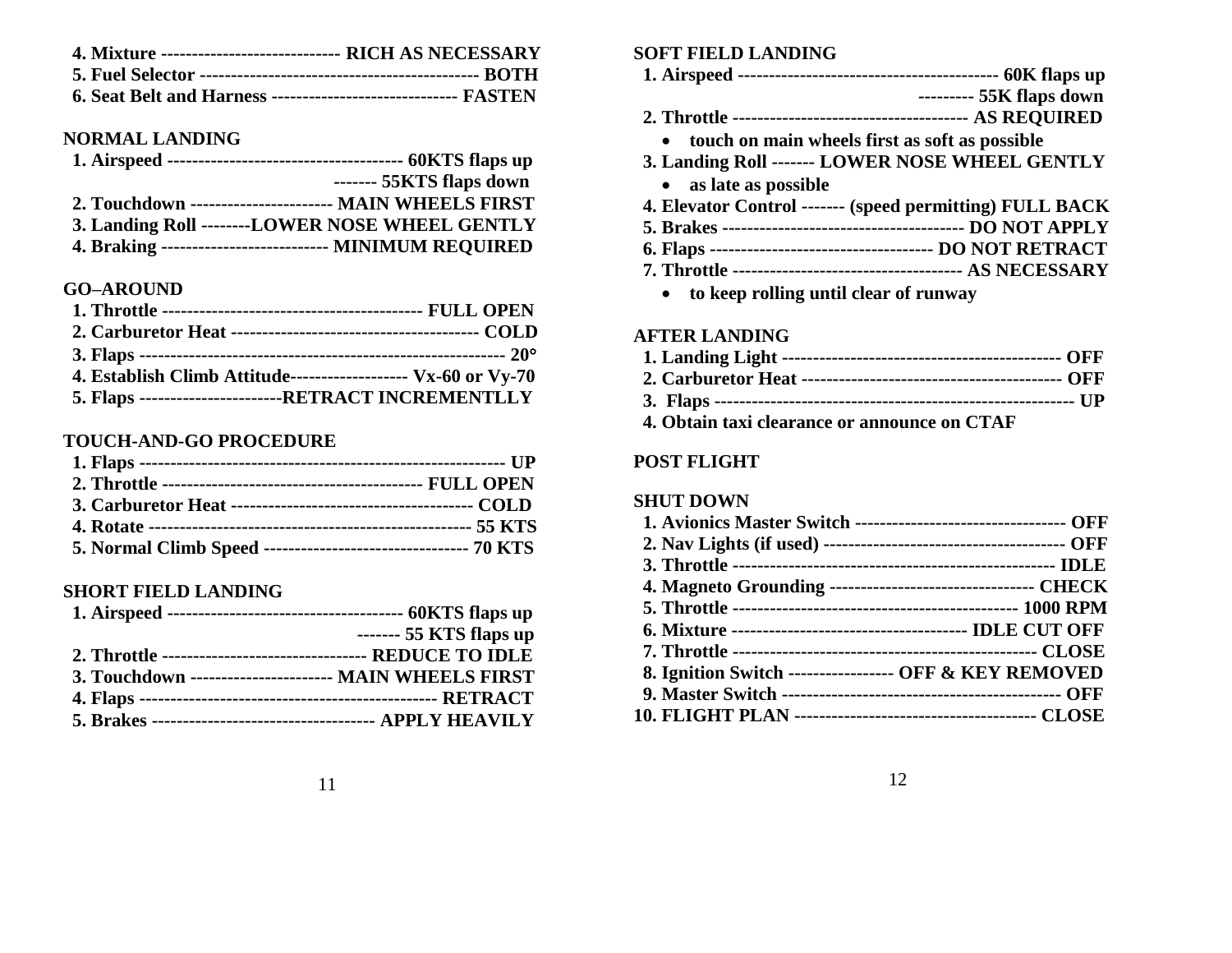4. **Mixture ----------------------------- RICH AS NECESSARY**
5. **Fuel Selector --------------------------------------------- BOTH**
6. **Seat Belt and Harness ------------------------------ FASTEN**

**NORMAL LANDING**

1. **Airspeed -------------------------------------- 60KTS flaps up**
   **------- 55KTS flaps down**
2. **Touchdown ----------------------- MAIN WHEELS FIRST**
3. **Landing Roll --------LOWER NOSE WHEEL GENTLY**
4. **Braking --------------------------- MINIMUM REQUIRED**

**GO–AROUND**

1. **Throttle ------------------------------------------ FULL OPEN**
2. **Carburetor Heat ---------------------------------------- COLD**
3. **Flaps ----------------------------------------------------------- 20°**
4. **Establish Climb Attitude------------------- Vx-60 or Vy-70**
5. **Flaps -----------------------RETRACT INCREMENTLLY**

**TOUCH-AND-GO PROCEDURE**

1. **Flaps ------------------------------------------------------------ UP**
2. **Throttle ------------------------------------------ FULL OPEN**
3. **Carburetor Heat --------------------------------------- COLD**
4. **Rotate ---------------------------------------------------- 55 KTS**
5. **Normal Climb Speed --------------------------------- 70 KTS**

**SHORT FIELD LANDING**

1. **Airspeed -------------------------------------- 60KTS flaps up**
   **------- 55 KTS flaps up**
2. **Throttle --------------------------------- REDUCE TO IDLE**
3. **Touchdown ----------------------- MAIN WHEELS FIRST**
4. **Flaps ------------------------------------------------ RETRACT**
5. **Brakes ----------------------------------- APPLY HEAVILY**

**SOFT FIELD LANDING**

1. **Airspeed ------------------------------------------ 60K flaps up**
   **--------- 55K flaps down**
2. **Throttle -------------------------------------- AS REQUIRED**
   - **touch on main wheels first as soft as possible**
3. **Landing Roll ------- LOWER NOSE WHEEL GENTLY**
   - **as late as possible**
4. **Elevator Control ------- (speed permitting) FULL BACK**
5. **Brakes --------------------------------------- DO NOT APPLY**
6. **Flaps ----------------------------------- DO NOT RETRACT**
7. **Throttle ------------------------------------- AS NECESSARY**
   - **to keep rolling until clear of runway**

**AFTER LANDING**

1. **Landing Light --------------------------------------------- OFF**
2. **Carburetor Heat ------------------------------------------ OFF**
3. **Flaps ---------------------------------------------------------- UP**
4. **Obtain taxi clearance or announce on CTAF**

**POST FLIGHT**

**SHUT DOWN**

1. **Avionics Master Switch ---------------------------------- OFF**
2. **Nav Lights (if used) --------------------------------------- OFF**
3. **Throttle ---------------------------------------------------- IDLE**
4. **Magneto Grounding --------------------------------- CHECK**
5. **Throttle ---------------------------------------------- 1000 RPM**
6. **Mixture -------------------------------------- IDLE CUT OFF**
7. **Throttle ------------------------------------------------- CLOSE**
8. **Ignition Switch ----------------- OFF & KEY REMOVED**
9. **Master Switch --------------------------------------------- OFF**
10. **FLIGHT PLAN --------------------------------------- CLOSE**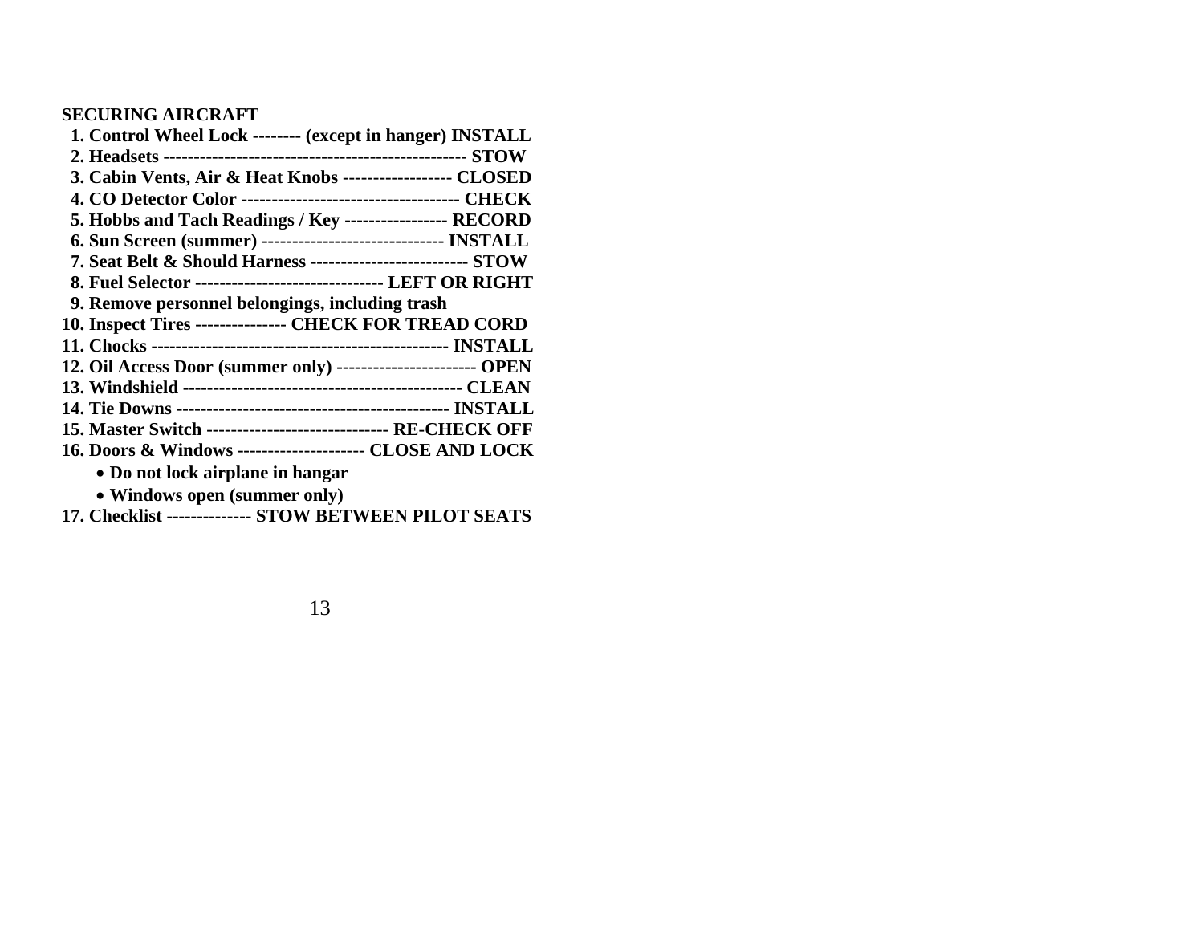**SECURING AIRCRAFT**

1. **Control Wheel Lock -------- (except in hanger) INSTALL**
2. **Headsets -------------------------------------------------- STOW**
3. **Cabin Vents, Air & Heat Knobs ------------------ CLOSED**
4. **CO Detector Color ------------------------------------ CHECK**
5. **Hobbs and Tach Readings / Key ----------------- RECORD**
6. **Sun Screen (summer) ------------------------------ INSTALL**
7. **Seat Belt & Should Harness -------------------------- STOW**
8. **Fuel Selector ------------------------------- LEFT OR RIGHT**
9. **Remove personnel belongings, including trash**
10. **Inspect Tires --------------- CHECK FOR TREAD CORD**
11. **Chocks ------------------------------------------------- INSTALL**
12. **Oil Access Door (summer only) ----------------------- OPEN**
13. **Windshield ---------------------------------------------- CLEAN**
14. **Tie Downs --------------------------------------------- INSTALL**
15. **Master Switch ------------------------------ RE-CHECK OFF**
16. **Doors & Windows --------------------- CLOSE AND LOCK**
    - **Do not lock airplane in hangar**
    - **Windows open (summer only)**
17. **Checklist ------------- STOW BETWEEN PILOT SEATS**